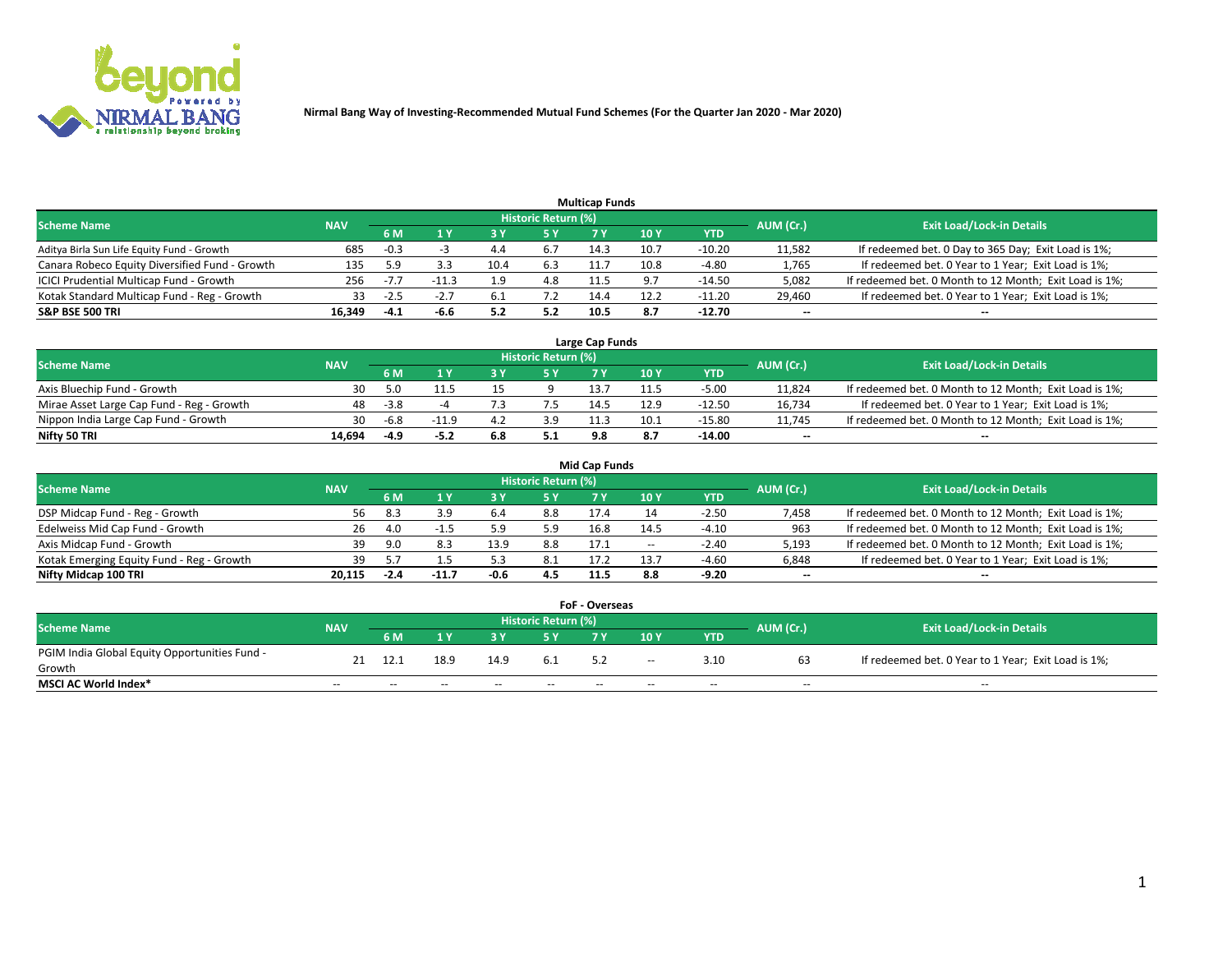# Nirmal Bang Way of Investing-Recommended Mutual Fund Schemes (For the Quarter Jan 2020 - Mar 2020)

## Multicap Funds

| Scheme Name | NAV | Historic Return (%) | | | | | | | AUM (Cr.) | Exit Load/Lock-in Details |
|---|---|---|---|---|---|---|---|---|---|---|
| | | 6 M | 1 Y | 3 Y | 5 Y | 7 Y | 10 Y | YTD | | |
| Aditya Birla Sun Life Equity Fund - Growth | 685 | -0.3 | -3 | 4.4 | 6.7 | 14.3 | 10.7 | -10.20 | 11,582 | If redeemed bet. 0 Day to 365 Day; Exit Load is 1%; |
| Canara Robeco Equity Diversified Fund - Growth | 135 | 5.9 | 3.3 | 10.4 | 6.3 | 11.7 | 10.8 | -4.80 | 1,765 | If redeemed bet. 0 Year to 1 Year; Exit Load is 1%; |
| ICICI Prudential Multicap Fund - Growth | 256 | -7.7 | -11.3 | 1.9 | 4.8 | 11.5 | 9.7 | -14.50 | 5,082 | If redeemed bet. 0 Month to 12 Month; Exit Load is 1%; |
| Kotak Standard Multicap Fund - Reg - Growth | 33 | -2.5 | -2.7 | 6.1 | 7.2 | 14.4 | 12.2 | -11.20 | 29,460 | If redeemed bet. 0 Year to 1 Year; Exit Load is 1%; |
| **S&P BSE 500 TRI** | **16,349** | **-4.1** | **-6.6** | **5.2** | **5.2** | **10.5** | **8.7** | **-12.70** | -- | -- |

## Large Cap Funds

| Scheme Name | NAV | Historic Return (%) | | | | | | | AUM (Cr.) | Exit Load/Lock-in Details |
|---|---|---|---|---|---|---|---|---|---|---|
| | | 6 M | 1 Y | 3 Y | 5 Y | 7 Y | 10 Y | YTD | | |
| Axis Bluechip Fund - Growth | 30 | 5.0 | 11.5 | 15 | 9 | 13.7 | 11.5 | -5.00 | 11,824 | If redeemed bet. 0 Month to 12 Month; Exit Load is 1%; |
| Mirae Asset Large Cap Fund - Reg - Growth | 48 | -3.8 | -4 | 7.3 | 7.5 | 14.5 | 12.9 | -12.50 | 16,734 | If redeemed bet. 0 Year to 1 Year; Exit Load is 1%; |
| Nippon India Large Cap Fund - Growth | 30 | -6.8 | -11.9 | 4.2 | 3.9 | 11.3 | 10.1 | -15.80 | 11,745 | If redeemed bet. 0 Month to 12 Month; Exit Load is 1%; |
| **Nifty 50 TRI** | **14,694** | **-4.9** | **-5.2** | **6.8** | **5.1** | **9.8** | **8.7** | **-14.00** | -- | -- |

## Mid Cap Funds

| Scheme Name | NAV | Historic Return (%) | | | | | | | AUM (Cr.) | Exit Load/Lock-in Details |
|---|---|---|---|---|---|---|---|---|---|---|
| | | 6 M | 1 Y | 3 Y | 5 Y | 7 Y | 10 Y | YTD | | |
| DSP Midcap Fund - Reg - Growth | 56 | 8.3 | 3.9 | 6.4 | 8.8 | 17.4 | 14 | -2.50 | 7,458 | If redeemed bet. 0 Month to 12 Month; Exit Load is 1%; |
| Edelweiss Mid Cap Fund - Growth | 26 | 4.0 | -1.5 | 5.9 | 5.9 | 16.8 | 14.5 | -4.10 | 963 | If redeemed bet. 0 Month to 12 Month; Exit Load is 1%; |
| Axis Midcap Fund - Growth | 39 | 9.0 | 8.3 | 13.9 | 8.8 | 17.1 | -- | -2.40 | 5,193 | If redeemed bet. 0 Month to 12 Month; Exit Load is 1%; |
| Kotak Emerging Equity Fund - Reg - Growth | 39 | 5.7 | 1.5 | 5.3 | 8.1 | 17.2 | 13.7 | -4.60 | 6,848 | If redeemed bet. 0 Year to 1 Year; Exit Load is 1%; |
| **Nifty Midcap 100 TRI** | **20,115** | **-2.4** | **-11.7** | **-0.6** | **4.5** | **11.5** | **8.8** | **-9.20** | -- | -- |

## FoF - Overseas

| Scheme Name | NAV | Historic Return (%) | | | | | | | AUM (Cr.) | Exit Load/Lock-in Details |
|---|---|---|---|---|---|---|---|---|---|---|
| | | 6 M | 1 Y | 3 Y | 5 Y | 7 Y | 10 Y | YTD | | |
| PGIM India Global Equity Opportunities Fund - Growth | 21 | 12.1 | 18.9 | 14.9 | 6.1 | 5.2 | -- | 3.10 | 63 | If redeemed bet. 0 Year to 1 Year; Exit Load is 1%; |
| **MSCI AC World Index*** | -- | -- | -- | -- | -- | -- | -- | -- | -- | -- |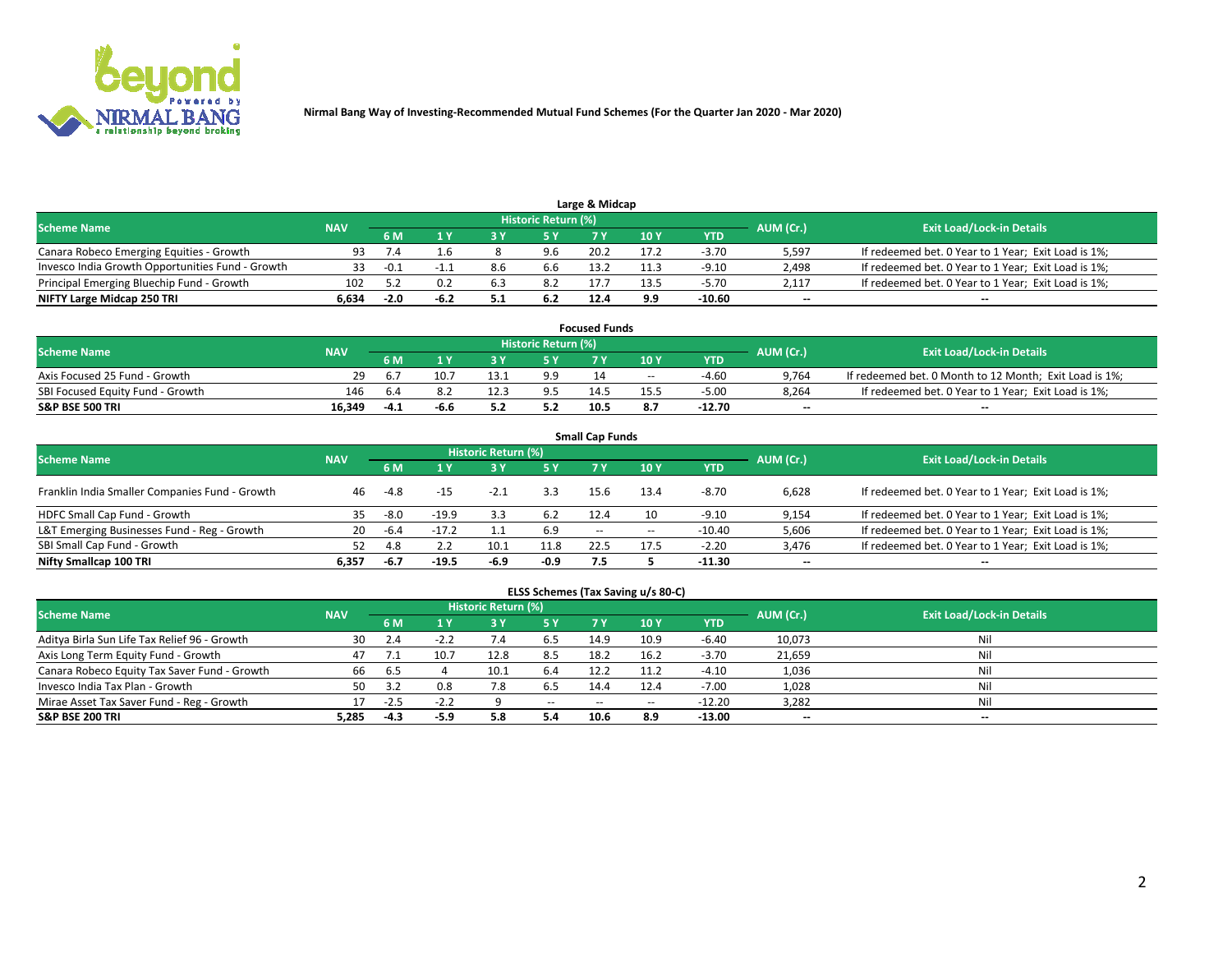Nirmal Bang Way of Investing-Recommended Mutual Fund Schemes (For the Quarter Jan 2020 - Mar 2020)

## Large & Midcap

| Scheme Name | NAV | Historic Return (%) | | | | | | | AUM (Cr.) | Exit Load/Lock-in Details |
|---|---|---|---|---|---|---|---|---|---|---|
| | | 6 M | 1 Y | 3 Y | 5 Y | 7 Y | 10 Y | YTD | | |
| Canara Robeco Emerging Equities - Growth | 93 | 7.4 | 1.6 | 8 | 9.6 | 20.2 | 17.2 | -3.70 | 5,597 | If redeemed bet. 0 Year to 1 Year; Exit Load is 1%; |
| Invesco India Growth Opportunities Fund - Growth | 33 | -0.1 | -1.1 | 8.6 | 6.6 | 13.2 | 11.3 | -9.10 | 2,498 | If redeemed bet. 0 Year to 1 Year; Exit Load is 1%; |
| Principal Emerging Bluechip Fund - Growth | 102 | 5.2 | 0.2 | 6.3 | 8.2 | 17.7 | 13.5 | -5.70 | 2,117 | If redeemed bet. 0 Year to 1 Year; Exit Load is 1%; |
| **NIFTY Large Midcap 250 TRI** | **6,634** | **-2.0** | **-6.2** | **5.1** | **6.2** | **12.4** | **9.9** | **-10.60** | **--** | **--** |

## Focused Funds

| Scheme Name | NAV | Historic Return (%) | | | | | | | AUM (Cr.) | Exit Load/Lock-in Details |
|---|---|---|---|---|---|---|---|---|---|---|
| | | 6 M | 1 Y | 3 Y | 5 Y | 7 Y | 10 Y | YTD | | |
| Axis Focused 25 Fund - Growth | 29 | 6.7 | 10.7 | 13.1 | 9.9 | 14 | -- | -4.60 | 9,764 | If redeemed bet. 0 Month to 12 Month; Exit Load is 1%; |
| SBI Focused Equity Fund - Growth | 146 | 6.4 | 8.2 | 12.3 | 9.5 | 14.5 | 15.5 | -5.00 | 8,264 | If redeemed bet. 0 Year to 1 Year; Exit Load is 1%; |
| **S&P BSE 500 TRI** | **16,349** | **-4.1** | **-6.6** | **5.2** | **5.2** | **10.5** | **8.7** | **-12.70** | **--** | **--** |

## Small Cap Funds

| Scheme Name | NAV | Historic Return (%) | | | | | | | AUM (Cr.) | Exit Load/Lock-in Details |
|---|---|---|---|---|---|---|---|---|---|---|
| | | 6 M | 1 Y | 3 Y | 5 Y | 7 Y | 10 Y | YTD | | |
| Franklin India Smaller Companies Fund - Growth | 46 | -4.8 | -15 | -2.1 | 3.3 | 15.6 | 13.4 | -8.70 | 6,628 | If redeemed bet. 0 Year to 1 Year; Exit Load is 1%; |
| HDFC Small Cap Fund - Growth | 35 | -8.0 | -19.9 | 3.3 | 6.2 | 12.4 | 10 | -9.10 | 9,154 | If redeemed bet. 0 Year to 1 Year; Exit Load is 1%; |
| L&T Emerging Businesses Fund - Reg - Growth | 20 | -6.4 | -17.2 | 1.1 | 6.9 | -- | -- | -10.40 | 5,606 | If redeemed bet. 0 Year to 1 Year; Exit Load is 1%; |
| SBI Small Cap Fund - Growth | 52 | 4.8 | 2.2 | 10.1 | 11.8 | 22.5 | 17.5 | -2.20 | 3,476 | If redeemed bet. 0 Year to 1 Year; Exit Load is 1%; |
| **Nifty Smallcap 100 TRI** | **6,357** | **-6.7** | **-19.5** | **-6.9** | **-0.9** | **7.5** | **5** | **-11.30** | **--** | **--** |

## ELSS Schemes (Tax Saving u/s 80-C)

| Scheme Name | NAV | Historic Return (%) | | | | | | | AUM (Cr.) | Exit Load/Lock-in Details |
|---|---|---|---|---|---|---|---|---|---|---|
| | | 6 M | 1 Y | 3 Y | 5 Y | 7 Y | 10 Y | YTD | | |
| Aditya Birla Sun Life Tax Relief 96 - Growth | 30 | 2.4 | -2.2 | 7.4 | 6.5 | 14.9 | 10.9 | -6.40 | 10,073 | Nil |
| Axis Long Term Equity Fund - Growth | 47 | 7.1 | 10.7 | 12.8 | 8.5 | 18.2 | 16.2 | -3.70 | 21,659 | Nil |
| Canara Robeco Equity Tax Saver Fund - Growth | 66 | 6.5 | 4 | 10.1 | 6.4 | 12.2 | 11.2 | -4.10 | 1,036 | Nil |
| Invesco India Tax Plan - Growth | 50 | 3.2 | 0.8 | 7.8 | 6.5 | 14.4 | 12.4 | -7.00 | 1,028 | Nil |
| Mirae Asset Tax Saver Fund - Reg - Growth | 17 | -2.5 | -2.2 | 9 | -- | -- | -- | -12.20 | 3,282 | Nil |
| **S&P BSE 200 TRI** | **5,285** | **-4.3** | **-5.9** | **5.8** | **5.4** | **10.6** | **8.9** | **-13.00** | **--** | **--** |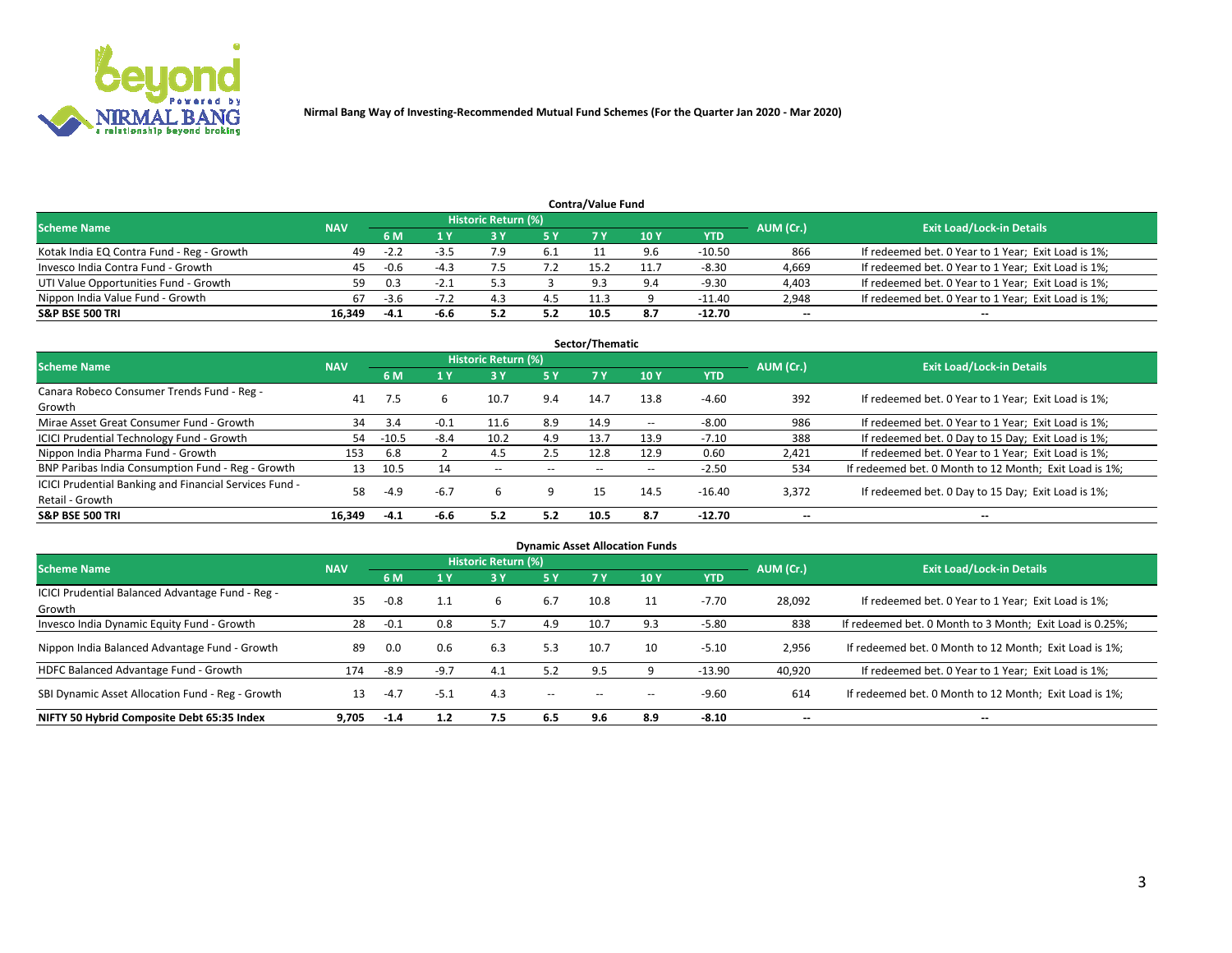Nirmal Bang Way of Investing-Recommended Mutual Fund Schemes (For the Quarter Jan 2020 - Mar 2020)

## Contra/Value Fund

| Scheme Name | NAV | Historic Return (%) | | | | | | | AUM (Cr.) | Exit Load/Lock-in Details |
|---|---|---|---|---|---|---|---|---|---|---|
| | | 6 M | 1 Y | 3 Y | 5 Y | 7 Y | 10 Y | YTD | | |
| Kotak India EQ Contra Fund - Reg - Growth | 49 | -2.2 | -3.5 | 7.9 | 6.1 | 11 | 9.6 | -10.50 | 866 | If redeemed bet. 0 Year to 1 Year; Exit Load is 1%; |
| Invesco India Contra Fund - Growth | 45 | -0.6 | -4.3 | 7.5 | 7.2 | 15.2 | 11.7 | -8.30 | 4,669 | If redeemed bet. 0 Year to 1 Year; Exit Load is 1%; |
| UTI Value Opportunities Fund - Growth | 59 | 0.3 | -2.1 | 5.3 | 3 | 9.3 | 9.4 | -9.30 | 4,403 | If redeemed bet. 0 Year to 1 Year; Exit Load is 1%; |
| Nippon India Value Fund - Growth | 67 | -3.6 | -7.2 | 4.3 | 4.5 | 11.3 | 9 | -11.40 | 2,948 | If redeemed bet. 0 Year to 1 Year; Exit Load is 1%; |
| **S&P BSE 500 TRI** | **16,349** | **-4.1** | **-6.6** | **5.2** | **5.2** | **10.5** | **8.7** | **-12.70** | -- | -- |

## Sector/Thematic

| Scheme Name | NAV | Historic Return (%) | | | | | | | AUM (Cr.) | Exit Load/Lock-in Details |
|---|---|---|---|---|---|---|---|---|---|---|
| | | 6 M | 1 Y | 3 Y | 5 Y | 7 Y | 10 Y | YTD | | |
| Canara Robeco Consumer Trends Fund - Reg - Growth | 41 | 7.5 | 6 | 10.7 | 9.4 | 14.7 | 13.8 | -4.60 | 392 | If redeemed bet. 0 Year to 1 Year; Exit Load is 1%; |
| Mirae Asset Great Consumer Fund - Growth | 34 | 3.4 | -0.1 | 11.6 | 8.9 | 14.9 | -- | -8.00 | 986 | If redeemed bet. 0 Year to 1 Year; Exit Load is 1%; |
| ICICI Prudential Technology Fund - Growth | 54 | -10.5 | -8.4 | 10.2 | 4.9 | 13.7 | 13.9 | -7.10 | 388 | If redeemed bet. 0 Day to 15 Day; Exit Load is 1%; |
| Nippon India Pharma Fund - Growth | 153 | 6.8 | 2 | 4.5 | 2.5 | 12.8 | 12.9 | 0.60 | 2,421 | If redeemed bet. 0 Year to 1 Year; Exit Load is 1%; |
| BNP Paribas India Consumption Fund - Reg - Growth | 13 | 10.5 | 14 | -- | -- | -- | -- | -2.50 | 534 | If redeemed bet. 0 Month to 12 Month; Exit Load is 1%; |
| ICICI Prudential Banking and Financial Services Fund - Retail - Growth | 58 | -4.9 | -6.7 | 6 | 9 | 15 | 14.5 | -16.40 | 3,372 | If redeemed bet. 0 Day to 15 Day; Exit Load is 1%; |
| **S&P BSE 500 TRI** | **16,349** | **-4.1** | **-6.6** | **5.2** | **5.2** | **10.5** | **8.7** | **-12.70** | -- | -- |

## Dynamic Asset Allocation Funds

| Scheme Name | NAV | Historic Return (%) | | | | | | | AUM (Cr.) | Exit Load/Lock-in Details |
|---|---|---|---|---|---|---|---|---|---|---|
| | | 6 M | 1 Y | 3 Y | 5 Y | 7 Y | 10 Y | YTD | | |
| ICICI Prudential Balanced Advantage Fund - Reg - Growth | 35 | -0.8 | 1.1 | 6 | 6.7 | 10.8 | 11 | -7.70 | 28,092 | If redeemed bet. 0 Year to 1 Year; Exit Load is 1%; |
| Invesco India Dynamic Equity Fund - Growth | 28 | -0.1 | 0.8 | 5.7 | 4.9 | 10.7 | 9.3 | -5.80 | 838 | If redeemed bet. 0 Month to 3 Month; Exit Load is 0.25%; |
| Nippon India Balanced Advantage Fund - Growth | 89 | 0.0 | 0.6 | 6.3 | 5.3 | 10.7 | 10 | -5.10 | 2,956 | If redeemed bet. 0 Month to 12 Month; Exit Load is 1%; |
| HDFC Balanced Advantage Fund - Growth | 174 | -8.9 | -9.7 | 4.1 | 5.2 | 9.5 | 9 | -13.90 | 40,920 | If redeemed bet. 0 Year to 1 Year; Exit Load is 1%; |
| SBI Dynamic Asset Allocation Fund - Reg - Growth | 13 | -4.7 | -5.1 | 4.3 | -- | -- | -- | -9.60 | 614 | If redeemed bet. 0 Month to 12 Month; Exit Load is 1%; |
| **NIFTY 50 Hybrid Composite Debt 65:35 Index** | **9,705** | **-1.4** | **1.2** | **7.5** | **6.5** | **9.6** | **8.9** | **-8.10** | -- | -- |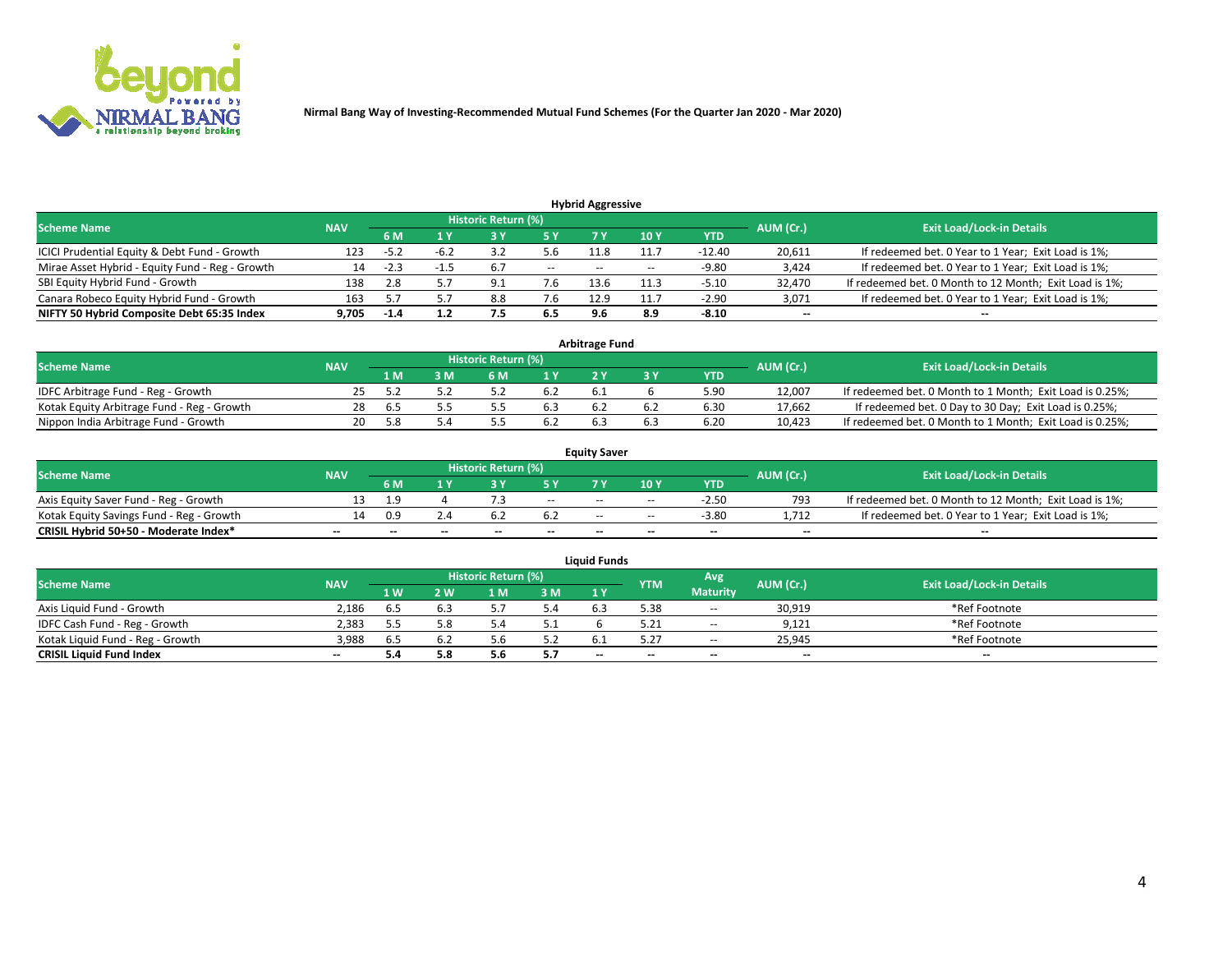Nirmal Bang Way of Investing-Recommended Mutual Fund Schemes (For the Quarter Jan 2020 - Mar 2020)

### Hybrid Aggressive

| Scheme Name | NAV | Historic Return (%) | | | | | | | AUM (Cr.) | Exit Load/Lock-in Details |
|---|---|---|---|---|---|---|---|---|---|---|
| | | 6 M | 1 Y | 3 Y | 5 Y | 7 Y | 10 Y | YTD | | |
| ICICI Prudential Equity & Debt Fund - Growth | 123 | -5.2 | -6.2 | 3.2 | 5.6 | 11.8 | 11.7 | -12.40 | 20,611 | If redeemed bet. 0 Year to 1 Year; Exit Load is 1%; |
| Mirae Asset Hybrid - Equity Fund - Reg - Growth | 14 | -2.3 | -1.5 | 6.7 | -- | -- | -- | -9.80 | 3,424 | If redeemed bet. 0 Year to 1 Year; Exit Load is 1%; |
| SBI Equity Hybrid Fund - Growth | 138 | 2.8 | 5.7 | 9.1 | 7.6 | 13.6 | 11.3 | -5.10 | 32,470 | If redeemed bet. 0 Month to 12 Month; Exit Load is 1%; |
| Canara Robeco Equity Hybrid Fund - Growth | 163 | 5.7 | 5.7 | 8.8 | 7.6 | 12.9 | 11.7 | -2.90 | 3,071 | If redeemed bet. 0 Year to 1 Year; Exit Load is 1%; |
| **NIFTY 50 Hybrid Composite Debt 65:35 Index** | **9,705** | **-1.4** | **1.2** | **7.5** | **6.5** | **9.6** | **8.9** | **-8.10** | **--** | **--** |

### Arbitrage Fund

| Scheme Name | NAV | Historic Return (%) | | | | | | | AUM (Cr.) | Exit Load/Lock-in Details |
|---|---|---|---|---|---|---|---|---|---|---|
| | | 1 M | 3 M | 6 M | 1 Y | 2 Y | 3 Y | YTD | | |
| IDFC Arbitrage Fund - Reg - Growth | 25 | 5.2 | 5.2 | 5.2 | 6.2 | 6.1 | 6 | 5.90 | 12,007 | If redeemed bet. 0 Month to 1 Month; Exit Load is 0.25%; |
| Kotak Equity Arbitrage Fund - Reg - Growth | 28 | 6.5 | 5.5 | 5.5 | 6.3 | 6.2 | 6.2 | 6.30 | 17,662 | If redeemed bet. 0 Day to 30 Day; Exit Load is 0.25%; |
| Nippon India Arbitrage Fund - Growth | 20 | 5.8 | 5.4 | 5.5 | 6.2 | 6.3 | 6.3 | 6.20 | 10,423 | If redeemed bet. 0 Month to 1 Month; Exit Load is 0.25%; |

### Equity Saver

| Scheme Name | NAV | Historic Return (%) | | | | | | | AUM (Cr.) | Exit Load/Lock-in Details |
|---|---|---|---|---|---|---|---|---|---|---|
| | | 6 M | 1 Y | 3 Y | 5 Y | 7 Y | 10 Y | YTD | | |
| Axis Equity Saver Fund - Reg - Growth | 13 | 1.9 | 4 | 7.3 | -- | -- | -- | -2.50 | 793 | If redeemed bet. 0 Month to 12 Month; Exit Load is 1%; |
| Kotak Equity Savings Fund - Reg - Growth | 14 | 0.9 | 2.4 | 6.2 | 6.2 | -- | -- | -3.80 | 1,712 | If redeemed bet. 0 Year to 1 Year; Exit Load is 1%; |
| **CRISIL Hybrid 50+50 - Moderate Index*** | **--** | **--** | **--** | **--** | **--** | **--** | **--** | **--** | **--** | **--** |

### Liquid Funds

| Scheme Name | NAV | Historic Return (%) | | | | | YTM | Avg Maturity | AUM (Cr.) | Exit Load/Lock-in Details |
|---|---|---|---|---|---|---|---|---|---|---|
| | | 1 W | 2 W | 1 M | 3 M | 1 Y | | | | |
| Axis Liquid Fund - Growth | 2,186 | 6.5 | 6.3 | 5.7 | 5.4 | 6.3 | 5.38 | -- | 30,919 | *Ref Footnote |
| IDFC Cash Fund - Reg - Growth | 2,383 | 5.5 | 5.8 | 5.4 | 5.1 | 6 | 5.21 | -- | 9,121 | *Ref Footnote |
| Kotak Liquid Fund - Reg - Growth | 3,988 | 6.5 | 6.2 | 5.6 | 5.2 | 6.1 | 5.27 | -- | 25,945 | *Ref Footnote |
| **CRISIL Liquid Fund Index** | **--** | **5.4** | **5.8** | **5.6** | **5.7** | **--** | **--** | **--** | **--** | **--** |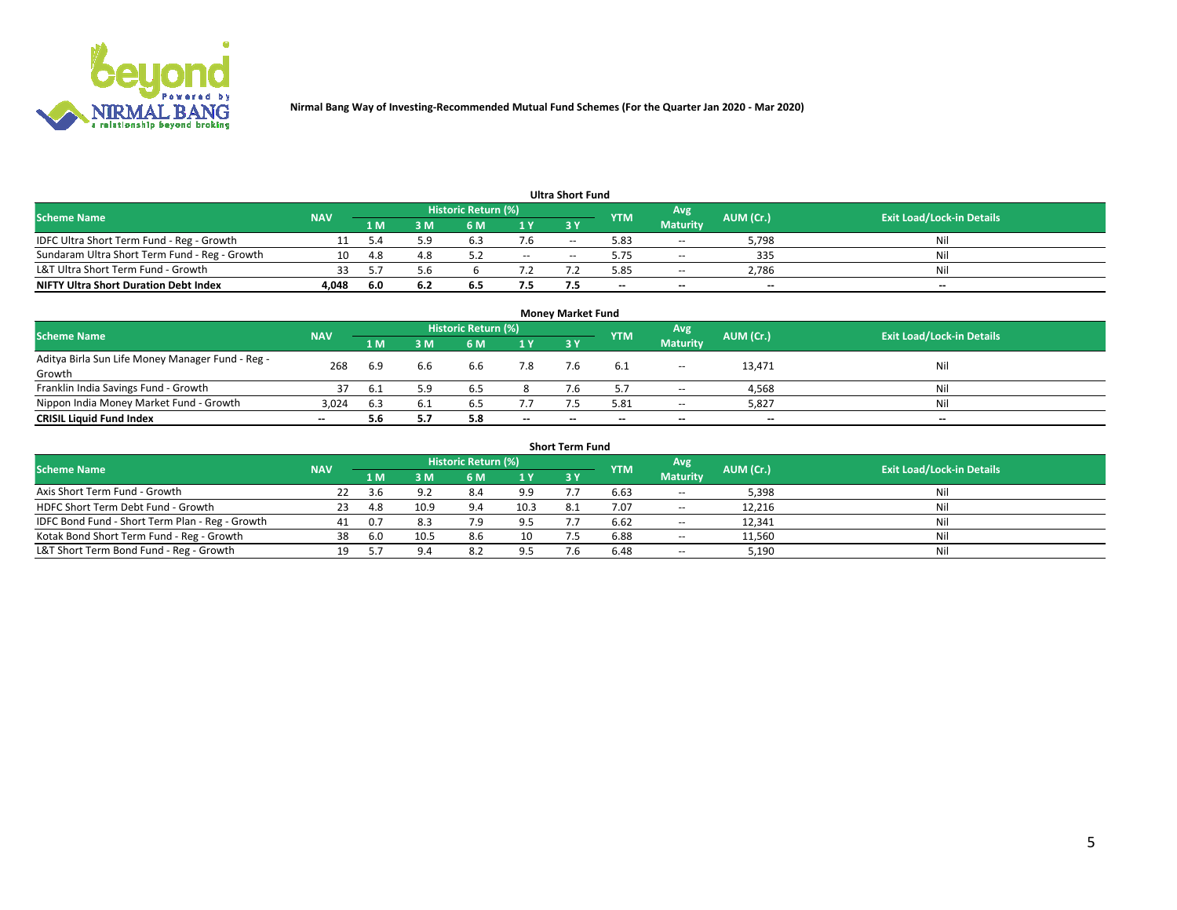**Nirmal Bang Way of Investing-Recommended Mutual Fund Schemes (For the Quarter Jan 2020 - Mar 2020)**

### Ultra Short Fund

| Scheme Name | NAV | Historic Return (%) | | | | | YTM | Avg Maturity | AUM (Cr.) | Exit Load/Lock-in Details |
|---|---|---|---|---|---|---|---|---|---|---|
| | | 1 M | 3 M | 6 M | 1 Y | 3 Y | | | | |
| IDFC Ultra Short Term Fund - Reg - Growth | 11 | 5.4 | 5.9 | 6.3 | 7.6 | -- | 5.83 | -- | 5,798 | Nil |
| Sundaram Ultra Short Term Fund - Reg - Growth | 10 | 4.8 | 4.8 | 5.2 | -- | -- | 5.75 | -- | 335 | Nil |
| L&T Ultra Short Term Fund - Growth | 33 | 5.7 | 5.6 | 6 | 7.2 | 7.2 | 5.85 | -- | 2,786 | Nil |
| **NIFTY Ultra Short Duration Debt Index** | **4,048** | **6.0** | **6.2** | **6.5** | **7.5** | **7.5** | **--** | **--** | **--** | **--** |

### Money Market Fund

| Scheme Name | NAV | Historic Return (%) | | | | | YTM | Avg Maturity | AUM (Cr.) | Exit Load/Lock-in Details |
|---|---|---|---|---|---|---|---|---|---|---|
| | | 1 M | 3 M | 6 M | 1 Y | 3 Y | | | | |
| Aditya Birla Sun Life Money Manager Fund - Reg - Growth | 268 | 6.9 | 6.6 | 6.6 | 7.8 | 7.6 | 6.1 | -- | 13,471 | Nil |
| Franklin India Savings Fund - Growth | 37 | 6.1 | 5.9 | 6.5 | 8 | 7.6 | 5.7 | -- | 4,568 | Nil |
| Nippon India Money Market Fund - Growth | 3,024 | 6.3 | 6.1 | 6.5 | 7.7 | 7.5 | 5.81 | -- | 5,827 | Nil |
| **CRISIL Liquid Fund Index** | **--** | **5.6** | **5.7** | **5.8** | **--** | **--** | **--** | **--** | **--** | **--** |

### Short Term Fund

| Scheme Name | NAV | Historic Return (%) | | | | | YTM | Avg Maturity | AUM (Cr.) | Exit Load/Lock-in Details |
|---|---|---|---|---|---|---|---|---|---|---|
| | | 1 M | 3 M | 6 M | 1 Y | 3 Y | | | | |
| Axis Short Term Fund - Growth | 22 | 3.6 | 9.2 | 8.4 | 9.9 | 7.7 | 6.63 | -- | 5,398 | Nil |
| HDFC Short Term Debt Fund - Growth | 23 | 4.8 | 10.9 | 9.4 | 10.3 | 8.1 | 7.07 | -- | 12,216 | Nil |
| IDFC Bond Fund - Short Term Plan - Reg - Growth | 41 | 0.7 | 8.3 | 7.9 | 9.5 | 7.7 | 6.62 | -- | 12,341 | Nil |
| Kotak Bond Short Term Fund - Reg - Growth | 38 | 6.0 | 10.5 | 8.6 | 10 | 7.5 | 6.88 | -- | 11,560 | Nil |
| L&T Short Term Bond Fund - Reg - Growth | 19 | 5.7 | 9.4 | 8.2 | 9.5 | 7.6 | 6.48 | -- | 5,190 | Nil |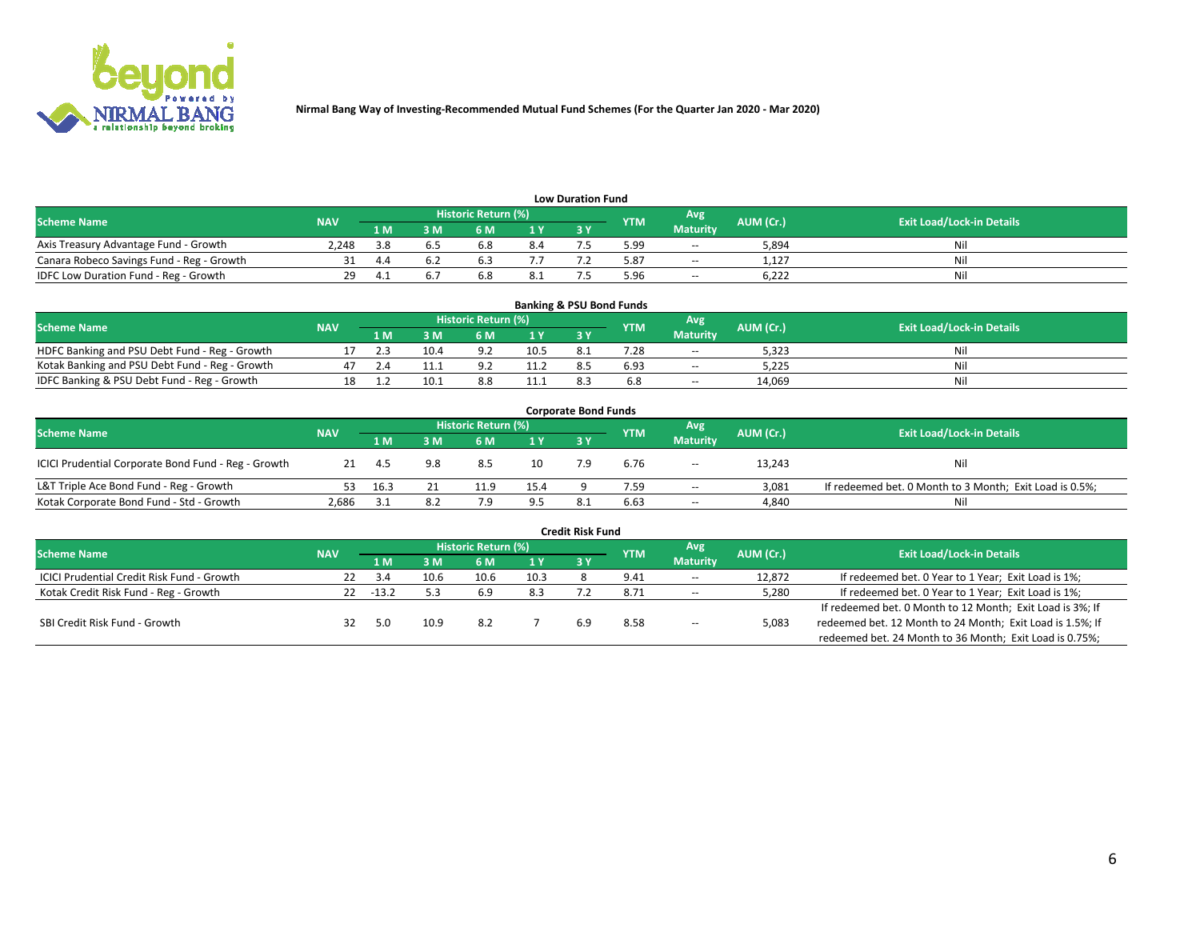Nirmal Bang Way of Investing-Recommended Mutual Fund Schemes (For the Quarter Jan 2020 - Mar 2020)

### Low Duration Fund

| Scheme Name | NAV | Historic Return (%) | | | | | YTM | Avg Maturity | AUM (Cr.) | Exit Load/Lock-in Details |
|---|---|---|---|---|---|---|---|---|---|---|
| | | 1 M | 3 M | 6 M | 1 Y | 3 Y | | | | |
| Axis Treasury Advantage Fund - Growth | 2,248 | 3.8 | 6.5 | 6.8 | 8.4 | 7.5 | 5.99 | -- | 5,894 | Nil |
| Canara Robeco Savings Fund - Reg - Growth | 31 | 4.4 | 6.2 | 6.3 | 7.7 | 7.2 | 5.87 | -- | 1,127 | Nil |
| IDFC Low Duration Fund - Reg - Growth | 29 | 4.1 | 6.7 | 6.8 | 8.1 | 7.5 | 5.96 | -- | 6,222 | Nil |

### Banking & PSU Bond Funds

| Scheme Name | NAV | Historic Return (%) | | | | | YTM | Avg Maturity | AUM (Cr.) | Exit Load/Lock-in Details |
|---|---|---|---|---|---|---|---|---|---|---|
| | | 1 M | 3 M | 6 M | 1 Y | 3 Y | | | | |
| HDFC Banking and PSU Debt Fund - Reg - Growth | 17 | 2.3 | 10.4 | 9.2 | 10.5 | 8.1 | 7.28 | -- | 5,323 | Nil |
| Kotak Banking and PSU Debt Fund - Reg - Growth | 47 | 2.4 | 11.1 | 9.2 | 11.2 | 8.5 | 6.93 | -- | 5,225 | Nil |
| IDFC Banking & PSU Debt Fund - Reg - Growth | 18 | 1.2 | 10.1 | 8.8 | 11.1 | 8.3 | 6.8 | -- | 14,069 | Nil |

### Corporate Bond Funds

| Scheme Name | NAV | Historic Return (%) | | | | | YTM | Avg Maturity | AUM (Cr.) | Exit Load/Lock-in Details |
|---|---|---|---|---|---|---|---|---|---|---|
| | | 1 M | 3 M | 6 M | 1 Y | 3 Y | | | | |
| ICICI Prudential Corporate Bond Fund - Reg - Growth | 21 | 4.5 | 9.8 | 8.5 | 10 | 7.9 | 6.76 | -- | 13,243 | Nil |
| L&T Triple Ace Bond Fund - Reg - Growth | 53 | 16.3 | 21 | 11.9 | 15.4 | 9 | 7.59 | -- | 3,081 | If redeemed bet. 0 Month to 3 Month; Exit Load is 0.5%; |
| Kotak Corporate Bond Fund - Std - Growth | 2,686 | 3.1 | 8.2 | 7.9 | 9.5 | 8.1 | 6.63 | -- | 4,840 | Nil |

### Credit Risk Fund

| Scheme Name | NAV | Historic Return (%) | | | | | YTM | Avg Maturity | AUM (Cr.) | Exit Load/Lock-in Details |
|---|---|---|---|---|---|---|---|---|---|---|
| | | 1 M | 3 M | 6 M | 1 Y | 3 Y | | | | |
| ICICI Prudential Credit Risk Fund - Growth | 22 | 3.4 | 10.6 | 10.6 | 10.3 | 8 | 9.41 | -- | 12,872 | If redeemed bet. 0 Year to 1 Year; Exit Load is 1%; |
| Kotak Credit Risk Fund - Reg - Growth | 22 | -13.2 | 5.3 | 6.9 | 8.3 | 7.2 | 8.71 | -- | 5,280 | If redeemed bet. 0 Year to 1 Year; Exit Load is 1%; |
| SBI Credit Risk Fund - Growth | 32 | 5.0 | 10.9 | 8.2 | 7 | 6.9 | 8.58 | -- | 5,083 | If redeemed bet. 0 Month to 12 Month; Exit Load is 3%; If redeemed bet. 12 Month to 24 Month; Exit Load is 1.5%; If redeemed bet. 24 Month to 36 Month; Exit Load is 0.75%; |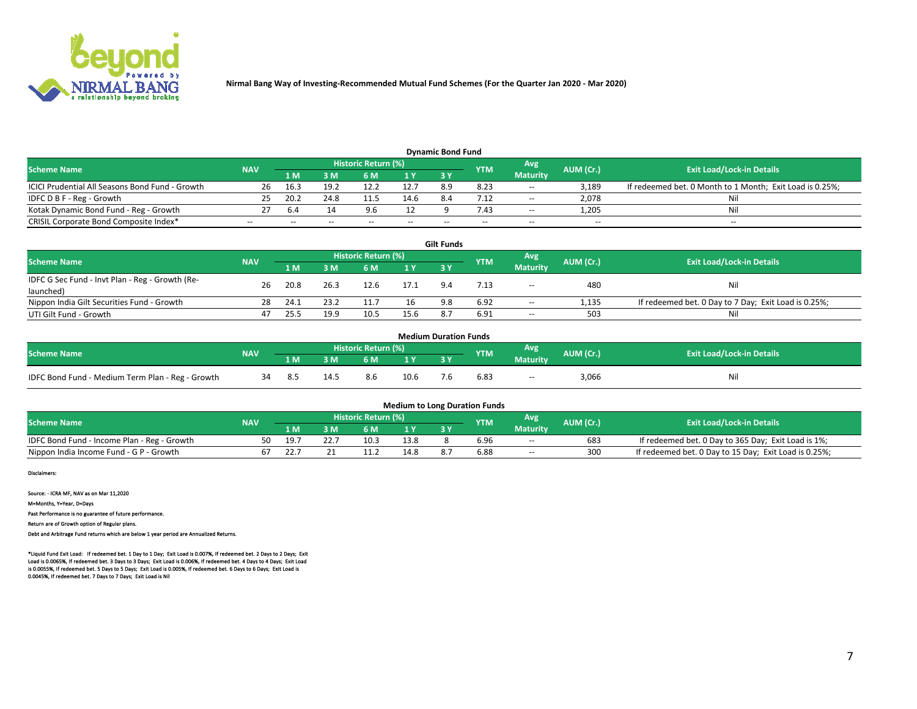Nirmal Bang Way of Investing-Recommended Mutual Fund Schemes (For the Quarter Jan 2020 - Mar 2020)

## Dynamic Bond Fund

| Scheme Name | NAV | Historic Return (%) | | | | | YTM | Avg Maturity | AUM (Cr.) | Exit Load/Lock-in Details |
|---|---|---|---|---|---|---|---|---|---|---|
| | | 1 M | 3 M | 6 M | 1 Y | 3 Y | | | | |
| ICICI Prudential All Seasons Bond Fund - Growth | 26 | 16.3 | 19.2 | 12.2 | 12.7 | 8.9 | 8.23 | -- | 3,189 | If redeemed bet. 0 Month to 1 Month; Exit Load is 0.25%; |
| IDFC D B F - Reg - Growth | 25 | 20.2 | 24.8 | 11.5 | 14.6 | 8.4 | 7.12 | -- | 2,078 | Nil |
| Kotak Dynamic Bond Fund - Reg - Growth | 27 | 6.4 | 14 | 9.6 | 12 | 9 | 7.43 | -- | 1,205 | Nil |
| CRISIL Corporate Bond Composite Index* | -- | -- | -- | -- | -- | -- | -- | -- | -- | -- |

## Gilt Funds

| Scheme Name | NAV | Historic Return (%) | | | | | YTM | Avg Maturity | AUM (Cr.) | Exit Load/Lock-in Details |
|---|---|---|---|---|---|---|---|---|---|---|
| | | 1 M | 3 M | 6 M | 1 Y | 3 Y | | | | |
| IDFC G Sec Fund - Invt Plan - Reg - Growth (Re-launched) | 26 | 20.8 | 26.3 | 12.6 | 17.1 | 9.4 | 7.13 | -- | 480 | Nil |
| Nippon India Gilt Securities Fund - Growth | 28 | 24.1 | 23.2 | 11.7 | 16 | 9.8 | 6.92 | -- | 1,135 | If redeemed bet. 0 Day to 7 Day; Exit Load is 0.25%; |
| UTI Gilt Fund - Growth | 47 | 25.5 | 19.9 | 10.5 | 15.6 | 8.7 | 6.91 | -- | 503 | Nil |

## Medium Duration Funds

| Scheme Name | NAV | Historic Return (%) | | | | | YTM | Avg Maturity | AUM (Cr.) | Exit Load/Lock-in Details |
|---|---|---|---|---|---|---|---|---|---|---|
| | | 1 M | 3 M | 6 M | 1 Y | 3 Y | | | | |
| IDFC Bond Fund - Medium Term Plan - Reg - Growth | 34 | 8.5 | 14.5 | 8.6 | 10.6 | 7.6 | 6.83 | -- | 3,066 | Nil |

## Medium to Long Duration Funds

| Scheme Name | NAV | Historic Return (%) | | | | | YTM | Avg Maturity | AUM (Cr.) | Exit Load/Lock-in Details |
|---|---|---|---|---|---|---|---|---|---|---|
| | | 1 M | 3 M | 6 M | 1 Y | 3 Y | | | | |
| IDFC Bond Fund - Income Plan - Reg - Growth | 50 | 19.7 | 22.7 | 10.3 | 13.8 | 8 | 6.96 | -- | 683 | If redeemed bet. 0 Day to 365 Day; Exit Load is 1%; |
| Nippon India Income Fund - G P - Growth | 67 | 22.7 | 21 | 11.2 | 14.8 | 8.7 | 6.88 | -- | 300 | If redeemed bet. 0 Day to 15 Day; Exit Load is 0.25%; |

Disclaimers:

Source: - ICRA MF, NAV as on Mar 11,2020

M=Months, Y=Year, D=Days

Past Performance is no guarantee of future performance.

Return are of Growth option of Regular plans.

Debt and Arbitrage Fund returns which are below 1 year period are Annualized Returns.

*Liquid Fund Exit Load: If redeemed bet. 1 Day to 1 Day; Exit Load is 0.007%, If redeemed bet. 2 Days to 2 Days; Exit Load is 0.0065%, If redeemed bet. 3 Days to 3 Days; Exit Load is 0.006%, If redeemed bet. 4 Days to 4 Days; Exit Load is 0.0055%, If redeemed bet. 5 Days to 5 Days; Exit Load is 0.005%, If redeemed bet. 6 Days to 6 Days; Exit Load is 0.0045%, If redeemed bet. 7 Days to 7 Days; Exit Load is Nil